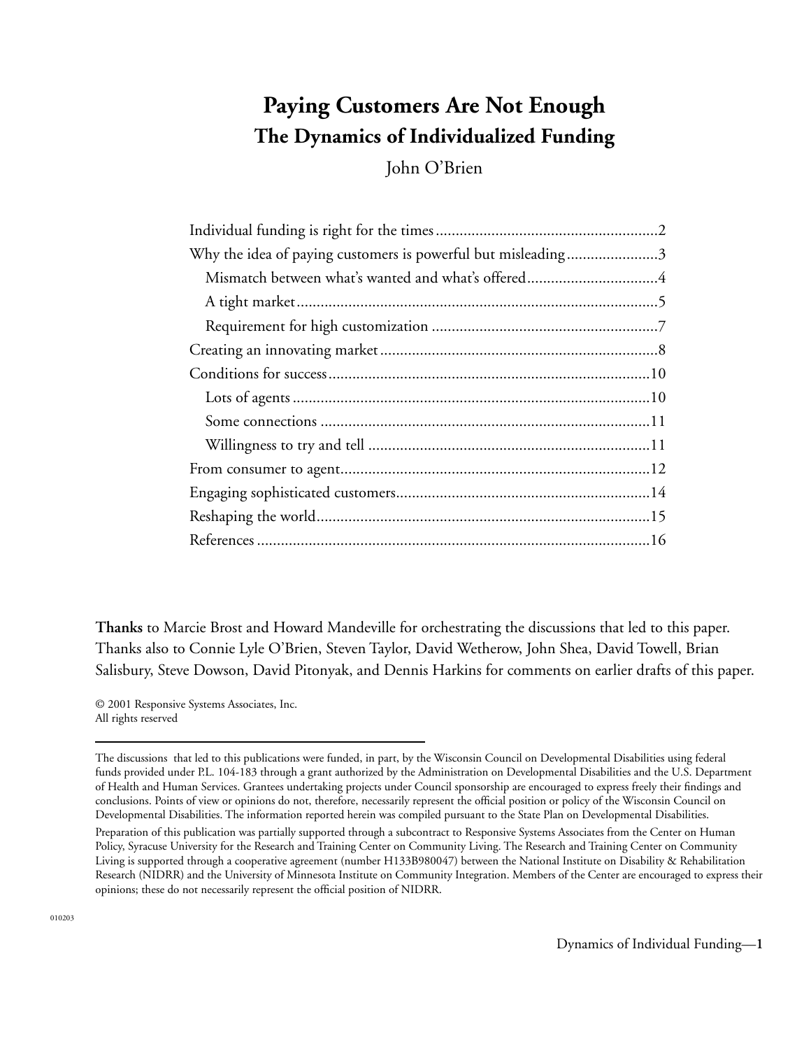# Paying Customers Are Not Enough

## The Dynamics of Individualized Funding

John O'Brien

Individual funding is right for the times........................................................2
Why the idea of paying customers is powerful but misleading.......................3
  Mismatch between what's wanted and what's offered.................................4
  A tight market..........................................................................................5
  Requirement for high customization .........................................................7
Creating an innovating market......................................................................8
Conditions for success.................................................................................10
  Lots of agents..........................................................................................10
  Some connections ...................................................................................11
  Willingness to try and tell .......................................................................11
From consumer to agent..............................................................................12
Engaging sophisticated customers................................................................14
Reshaping the world....................................................................................15
References ..................................................................................................16

**Thanks** to Marcie Brost and Howard Mandeville for orchestrating the discussions that led to this paper. Thanks also to Connie Lyle O'Brien, Steven Taylor, David Wetherow, John Shea, David Towell, Brian Salisbury, Steve Dowson, David Pitonyak, and Dennis Harkins for comments on earlier drafts of this paper.

© 2001 Responsive Systems Associates, Inc.
All rights reserved

---

The discussions that led to this publications were funded, in part, by the Wisconsin Council on Developmental Disabilities using federal funds provided under P.L. 104-183 through a grant authorized by the Administration on Developmental Disabilities and the U.S. Department of Health and Human Services. Grantees undertaking projects under Council sponsorship are encouraged to express freely their findings and conclusions. Points of view or opinions do not, therefore, necessarily represent the official position or policy of the Wisconsin Council on Developmental Disabilities. The information reported herein was compiled pursuant to the State Plan on Developmental Disabilities.

Preparation of this publication was partially supported through a subcontract to Responsive Systems Associates from the Center on Human Policy, Syracuse University for the Research and Training Center on Community Living. The Research and Training Center on Community Living is supported through a cooperative agreement (number H133B980047) between the National Institute on Disability & Rehabilitation Research (NIDRR) and the University of Minnesota Institute on Community Integration. Members of the Center are encouraged to express their opinions; these do not necessarily represent the official position of NIDRR.

010203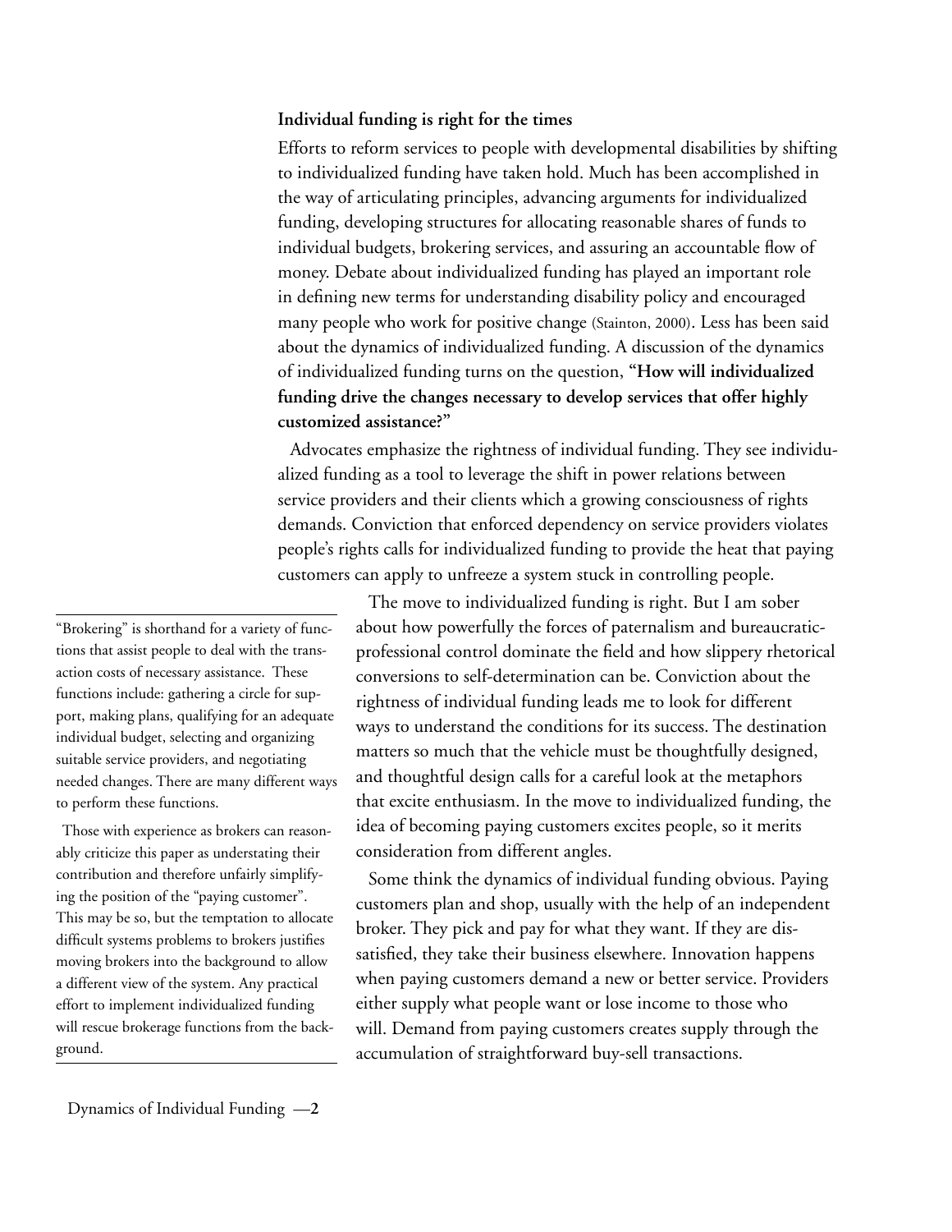**Individual funding is right for the times**

Efforts to reform services to people with developmental disabilities by shifting to individualized funding have taken hold. Much has been accomplished in the way of articulating principles, advancing arguments for individualized funding, developing structures for allocating reasonable shares of funds to individual budgets, brokering services, and assuring an accountable flow of money. Debate about individualized funding has played an important role in defining new terms for understanding disability policy and encouraged many people who work for positive change (Stainton, 2000). Less has been said about the dynamics of individualized funding. A discussion of the dynamics of individualized funding turns on the question, **"How will individualized funding drive the changes necessary to develop services that offer highly customized assistance?"**

Advocates emphasize the rightness of individual funding. They see individualized funding as a tool to leverage the shift in power relations between service providers and their clients which a growing consciousness of rights demands. Conviction that enforced dependency on service providers violates people's rights calls for individualized funding to provide the heat that paying customers can apply to unfreeze a system stuck in controlling people.

The move to individualized funding is right. But I am sober about how powerfully the forces of paternalism and bureaucratic-professional control dominate the field and how slippery rhetorical conversions to self-determination can be. Conviction about the rightness of individual funding leads me to look for different ways to understand the conditions for its success. The destination matters so much that the vehicle must be thoughtfully designed, and thoughtful design calls for a careful look at the metaphors that excite enthusiasm. In the move to individualized funding, the idea of becoming paying customers excites people, so it merits consideration from different angles.

Some think the dynamics of individual funding obvious. Paying customers plan and shop, usually with the help of an independent broker. They pick and pay for what they want. If they are dissatisfied, they take their business elsewhere. Innovation happens when paying customers demand a new or better service. Providers either supply what people want or lose income to those who will. Demand from paying customers creates supply through the accumulation of straightforward buy-sell transactions.

---

"Brokering" is shorthand for a variety of functions that assist people to deal with the transaction costs of necessary assistance. These functions include: gathering a circle for support, making plans, qualifying for an adequate individual budget, selecting and organizing suitable service providers, and negotiating needed changes. There are many different ways to perform these functions.

Those with experience as brokers can reasonably criticize this paper as understating their contribution and therefore unfairly simplifying the position of the "paying customer". This may be so, but the temptation to allocate difficult systems problems to brokers justifies moving brokers into the background to allow a different view of the system. Any practical effort to implement individualized funding will rescue brokerage functions from the background.

---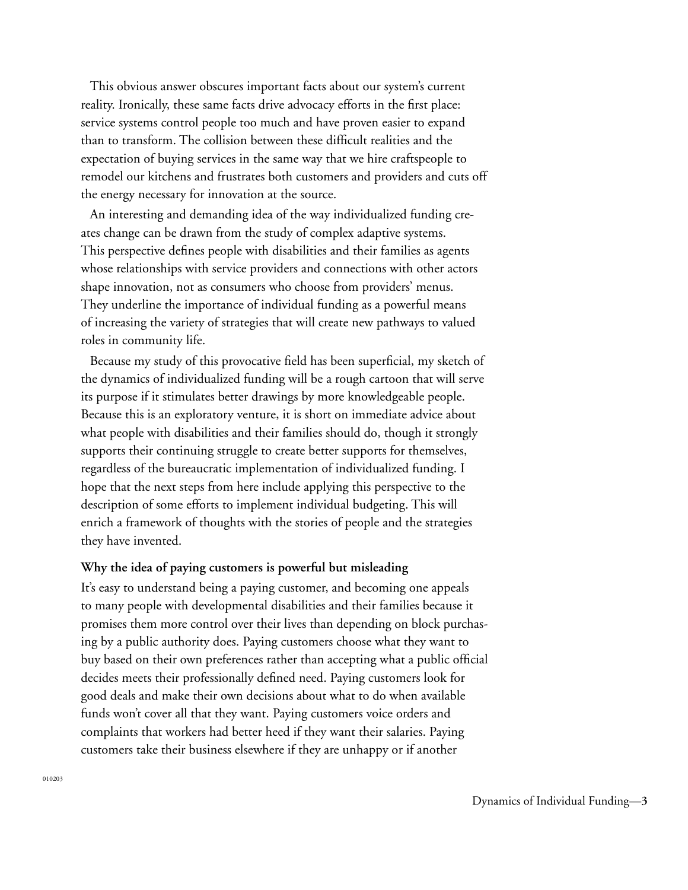This obvious answer obscures important facts about our system's current reality. Ironically, these same facts drive advocacy efforts in the first place: service systems control people too much and have proven easier to expand than to transform. The collision between these difficult realities and the expectation of buying services in the same way that we hire craftspeople to remodel our kitchens and frustrates both customers and providers and cuts off the energy necessary for innovation at the source.

An interesting and demanding idea of the way individualized funding creates change can be drawn from the study of complex adaptive systems. This perspective defines people with disabilities and their families as agents whose relationships with service providers and connections with other actors shape innovation, not as consumers who choose from providers' menus. They underline the importance of individual funding as a powerful means of increasing the variety of strategies that will create new pathways to valued roles in community life.

Because my study of this provocative field has been superficial, my sketch of the dynamics of individualized funding will be a rough cartoon that will serve its purpose if it stimulates better drawings by more knowledgeable people. Because this is an exploratory venture, it is short on immediate advice about what people with disabilities and their families should do, though it strongly supports their continuing struggle to create better supports for themselves, regardless of the bureaucratic implementation of individualized funding. I hope that the next steps from here include applying this perspective to the description of some efforts to implement individual budgeting. This will enrich a framework of thoughts with the stories of people and the strategies they have invented.

**Why the idea of paying customers is powerful but misleading**

It's easy to understand being a paying customer, and becoming one appeals to many people with developmental disabilities and their families because it promises them more control over their lives than depending on block purchasing by a public authority does. Paying customers choose what they want to buy based on their own preferences rather than accepting what a public official decides meets their professionally defined need. Paying customers look for good deals and make their own decisions about what to do when available funds won't cover all that they want. Paying customers voice orders and complaints that workers had better heed if they want their salaries. Paying customers take their business elsewhere if they are unhappy or if another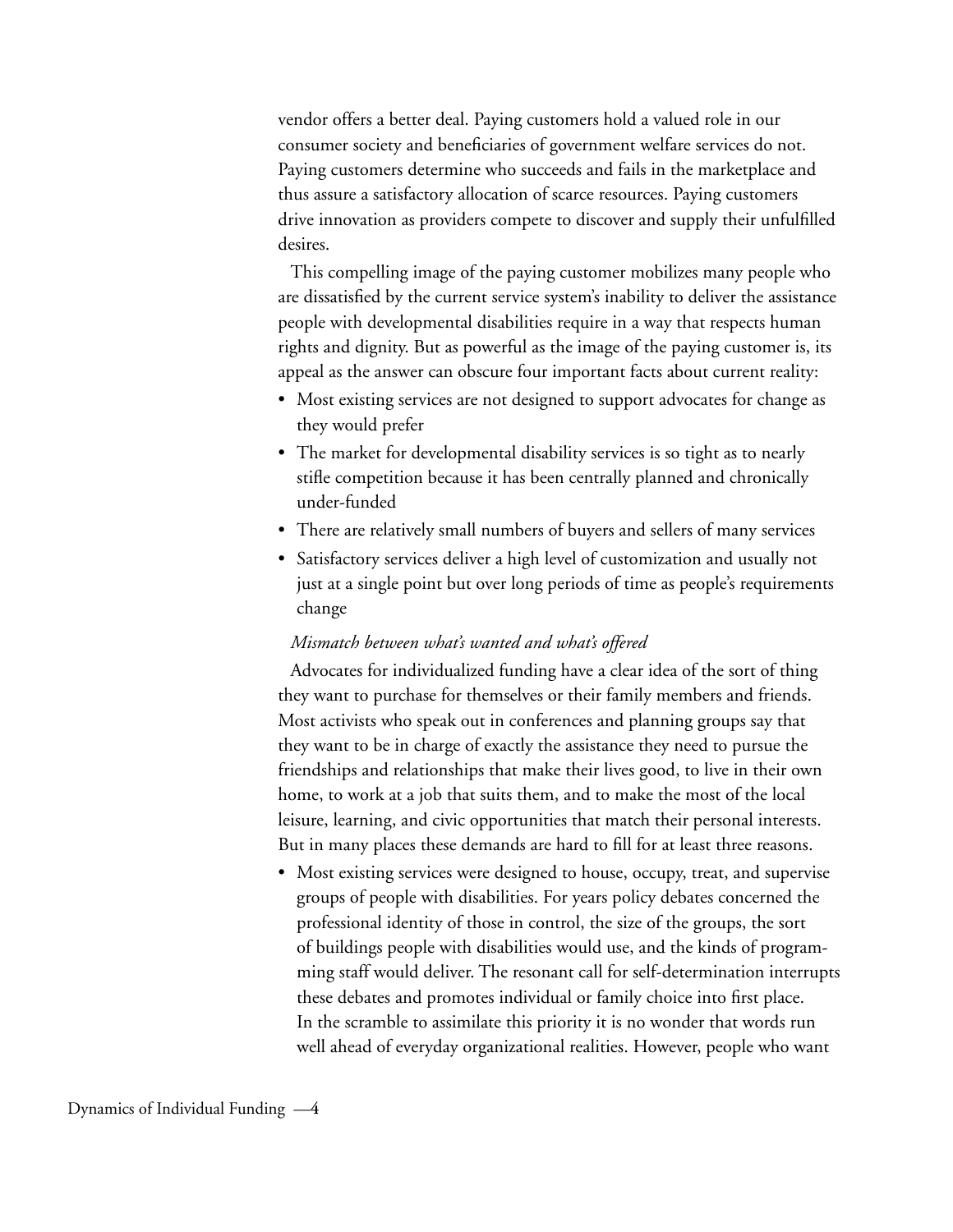vendor offers a better deal. Paying customers hold a valued role in our consumer society and beneficiaries of government welfare services do not. Paying customers determine who succeeds and fails in the marketplace and thus assure a satisfactory allocation of scarce resources. Paying customers drive innovation as providers compete to discover and supply their unfulfilled desires.

This compelling image of the paying customer mobilizes many people who are dissatisfied by the current service system's inability to deliver the assistance people with developmental disabilities require in a way that respects human rights and dignity. But as powerful as the image of the paying customer is, its appeal as the answer can obscure four important facts about current reality:

- Most existing services are not designed to support advocates for change as they would prefer
- The market for developmental disability services is so tight as to nearly stifle competition because it has been centrally planned and chronically under-funded
- There are relatively small numbers of buyers and sellers of many services
- Satisfactory services deliver a high level of customization and usually not just at a single point but over long periods of time as people's requirements change

*Mismatch between what's wanted and what's offered*

Advocates for individualized funding have a clear idea of the sort of thing they want to purchase for themselves or their family members and friends. Most activists who speak out in conferences and planning groups say that they want to be in charge of exactly the assistance they need to pursue the friendships and relationships that make their lives good, to live in their own home, to work at a job that suits them, and to make the most of the local leisure, learning, and civic opportunities that match their personal interests. But in many places these demands are hard to fill for at least three reasons.

- Most existing services were designed to house, occupy, treat, and supervise groups of people with disabilities. For years policy debates concerned the professional identity of those in control, the size of the groups, the sort of buildings people with disabilities would use, and the kinds of programming staff would deliver. The resonant call for self-determination interrupts these debates and promotes individual or family choice into first place. In the scramble to assimilate this priority it is no wonder that words run well ahead of everyday organizational realities. However, people who want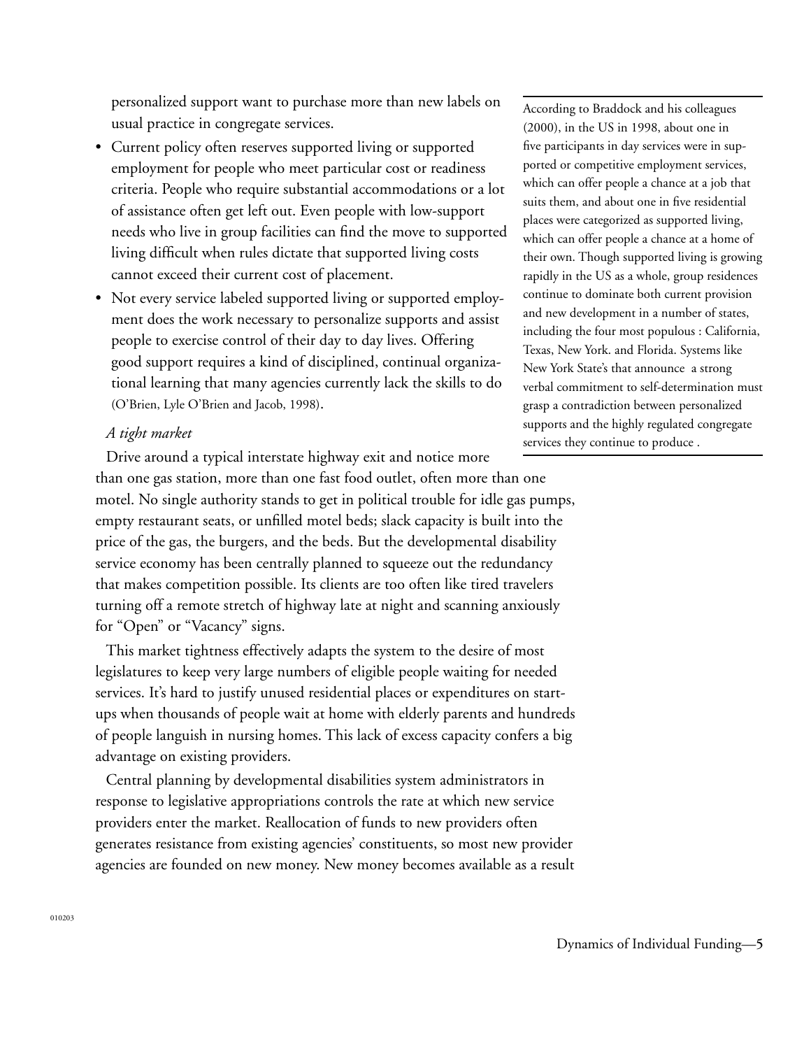personalized support want to purchase more than new labels on usual practice in congregate services.

- Current policy often reserves supported living or supported employment for people who meet particular cost or readiness criteria. People who require substantial accommodations or a lot of assistance often get left out. Even people with low-support needs who live in group facilities can find the move to supported living difficult when rules dictate that supported living costs cannot exceed their current cost of placement.
- Not every service labeled supported living or supported employment does the work necessary to personalize supports and assist people to exercise control of their day to day lives. Offering good support requires a kind of disciplined, continual organizational learning that many agencies currently lack the skills to do (O'Brien, Lyle O'Brien and Jacob, 1998).

According to Braddock and his colleagues (2000), in the US in 1998, about one in five participants in day services were in supported or competitive employment services, which can offer people a chance at a job that suits them, and about one in five residential places were categorized as supported living, which can offer people a chance at a home of their own. Though supported living is growing rapidly in the US as a whole, group residences continue to dominate both current provision and new development in a number of states, including the four most populous : California, Texas, New York. and Florida. Systems like New York State's that announce a strong verbal commitment to self-determination must grasp a contradiction between personalized supports and the highly regulated congregate services they continue to produce .

*A tight market*

Drive around a typical interstate highway exit and notice more than one gas station, more than one fast food outlet, often more than one motel. No single authority stands to get in political trouble for idle gas pumps, empty restaurant seats, or unfilled motel beds; slack capacity is built into the price of the gas, the burgers, and the beds. But the developmental disability service economy has been centrally planned to squeeze out the redundancy that makes competition possible. Its clients are too often like tired travelers turning off a remote stretch of highway late at night and scanning anxiously for "Open" or "Vacancy" signs.

This market tightness effectively adapts the system to the desire of most legislatures to keep very large numbers of eligible people waiting for needed services. It's hard to justify unused residential places or expenditures on start-ups when thousands of people wait at home with elderly parents and hundreds of people languish in nursing homes. This lack of excess capacity confers a big advantage on existing providers.

Central planning by developmental disabilities system administrators in response to legislative appropriations controls the rate at which new service providers enter the market. Reallocation of funds to new providers often generates resistance from existing agencies' constituents, so most new provider agencies are founded on new money. New money becomes available as a result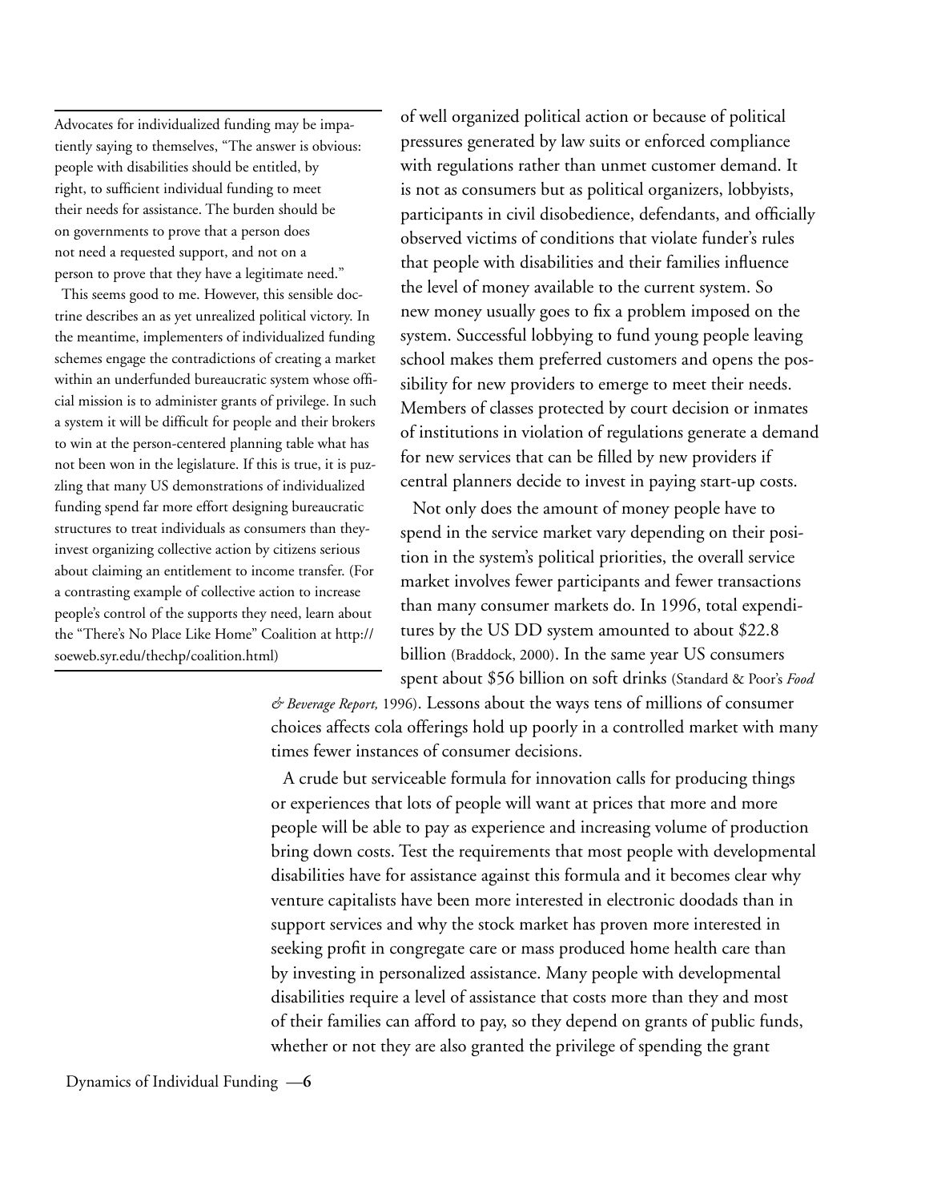Advocates for individualized funding may be impatiently saying to themselves, "The answer is obvious: people with disabilities should be entitled, by right, to sufficient individual funding to meet their needs for assistance. The burden should be on governments to prove that a person does not need a requested support, and not on a person to prove that they have a legitimate need."

This seems good to me. However, this sensible doctrine describes an as yet unrealized political victory. In the meantime, implementers of individualized funding schemes engage the contradictions of creating a market within an underfunded bureaucratic system whose official mission is to administer grants of privilege. In such a system it will be difficult for people and their brokers to win at the person-centered planning table what has not been won in the legislature. If this is true, it is puzzling that many US demonstrations of individualized funding spend far more effort designing bureaucratic structures to treat individuals as consumers than they-invest organizing collective action by citizens serious about claiming an entitlement to income transfer. (For a contrasting example of collective action to increase people's control of the supports they need, learn about the "There's No Place Like Home" Coalition at http://soeweb.syr.edu/thechp/coalition.html)

of well organized political action or because of political pressures generated by law suits or enforced compliance with regulations rather than unmet customer demand. It is not as consumers but as political organizers, lobbyists, participants in civil disobedience, defendants, and officially observed victims of conditions that violate funder's rules that people with disabilities and their families influence the level of money available to the current system. So new money usually goes to fix a problem imposed on the system. Successful lobbying to fund young people leaving school makes them preferred customers and opens the possibility for new providers to emerge to meet their needs. Members of classes protected by court decision or inmates of institutions in violation of regulations generate a demand for new services that can be filled by new providers if central planners decide to invest in paying start-up costs.

Not only does the amount of money people have to spend in the service market vary depending on their position in the system's political priorities, the overall service market involves fewer participants and fewer transactions than many consumer markets do. In 1996, total expenditures by the US DD system amounted to about $22.8 billion (Braddock, 2000). In the same year US consumers spent about $56 billion on soft drinks (Standard & Poor's *Food & Beverage Report,* 1996). Lessons about the ways tens of millions of consumer choices affects cola offerings hold up poorly in a controlled market with many times fewer instances of consumer decisions.

A crude but serviceable formula for innovation calls for producing things or experiences that lots of people will want at prices that more and more people will be able to pay as experience and increasing volume of production bring down costs. Test the requirements that most people with developmental disabilities have for assistance against this formula and it becomes clear why venture capitalists have been more interested in electronic doodads than in support services and why the stock market has proven more interested in seeking profit in congregate care or mass produced home health care than by investing in personalized assistance. Many people with developmental disabilities require a level of assistance that costs more than they and most of their families can afford to pay, so they depend on grants of public funds, whether or not they are also granted the privilege of spending the grant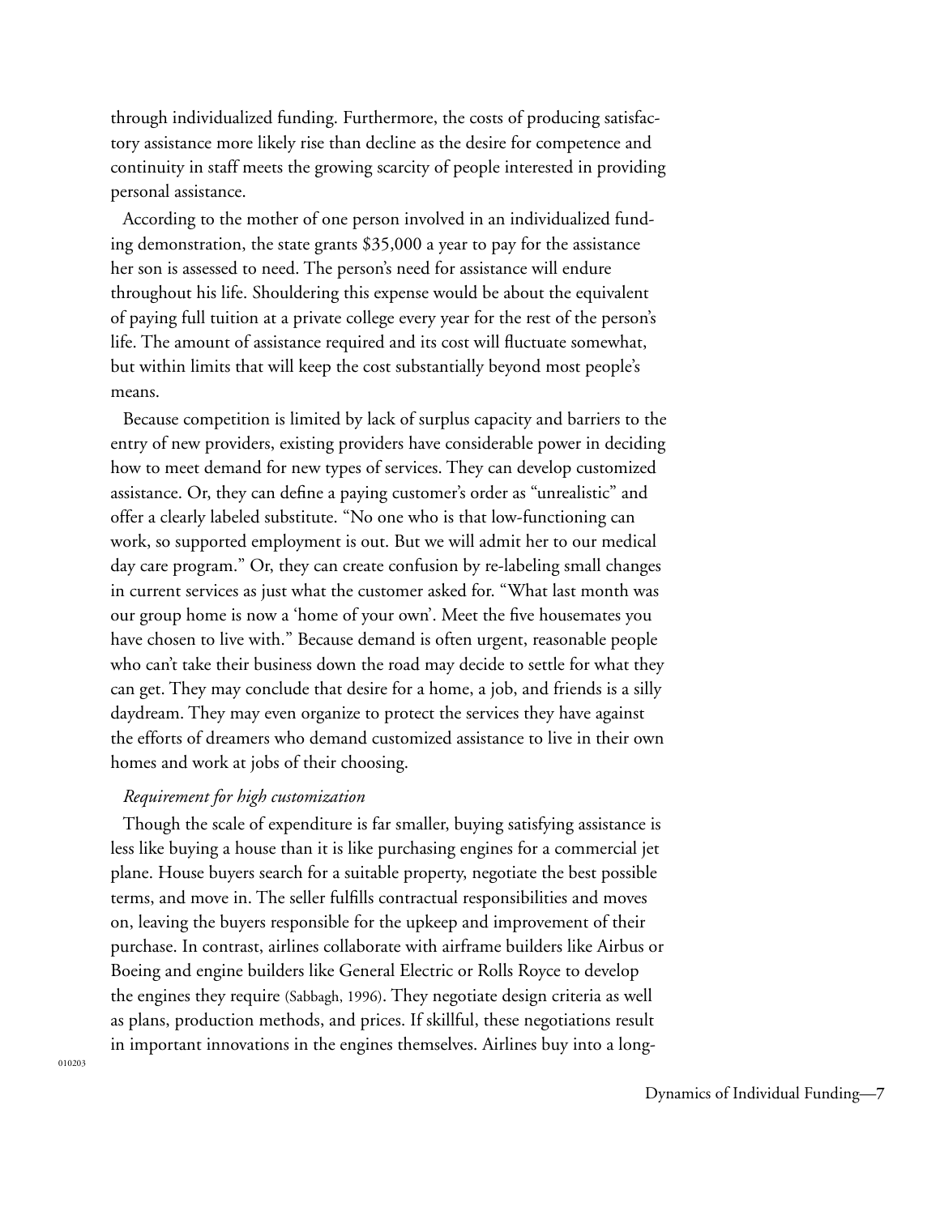through individualized funding. Furthermore, the costs of producing satisfactory assistance more likely rise than decline as the desire for competence and continuity in staff meets the growing scarcity of people interested in providing personal assistance.

According to the mother of one person involved in an individualized funding demonstration, the state grants $35,000 a year to pay for the assistance her son is assessed to need. The person's need for assistance will endure throughout his life. Shouldering this expense would be about the equivalent of paying full tuition at a private college every year for the rest of the person's life. The amount of assistance required and its cost will fluctuate somewhat, but within limits that will keep the cost substantially beyond most people's means.

Because competition is limited by lack of surplus capacity and barriers to the entry of new providers, existing providers have considerable power in deciding how to meet demand for new types of services. They can develop customized assistance. Or, they can define a paying customer's order as "unrealistic" and offer a clearly labeled substitute. "No one who is that low-functioning can work, so supported employment is out. But we will admit her to our medical day care program." Or, they can create confusion by re-labeling small changes in current services as just what the customer asked for. "What last month was our group home is now a 'home of your own'. Meet the five housemates you have chosen to live with." Because demand is often urgent, reasonable people who can't take their business down the road may decide to settle for what they can get. They may conclude that desire for a home, a job, and friends is a silly daydream. They may even organize to protect the services they have against the efforts of dreamers who demand customized assistance to live in their own homes and work at jobs of their choosing.

*Requirement for high customization*

Though the scale of expenditure is far smaller, buying satisfying assistance is less like buying a house than it is like purchasing engines for a commercial jet plane. House buyers search for a suitable property, negotiate the best possible terms, and move in. The seller fulfills contractual responsibilities and moves on, leaving the buyers responsible for the upkeep and improvement of their purchase. In contrast, airlines collaborate with airframe builders like Airbus or Boeing and engine builders like General Electric or Rolls Royce to develop the engines they require (Sabbagh, 1996). They negotiate design criteria as well as plans, production methods, and prices. If skillful, these negotiations result in important innovations in the engines themselves. Airlines buy into a long-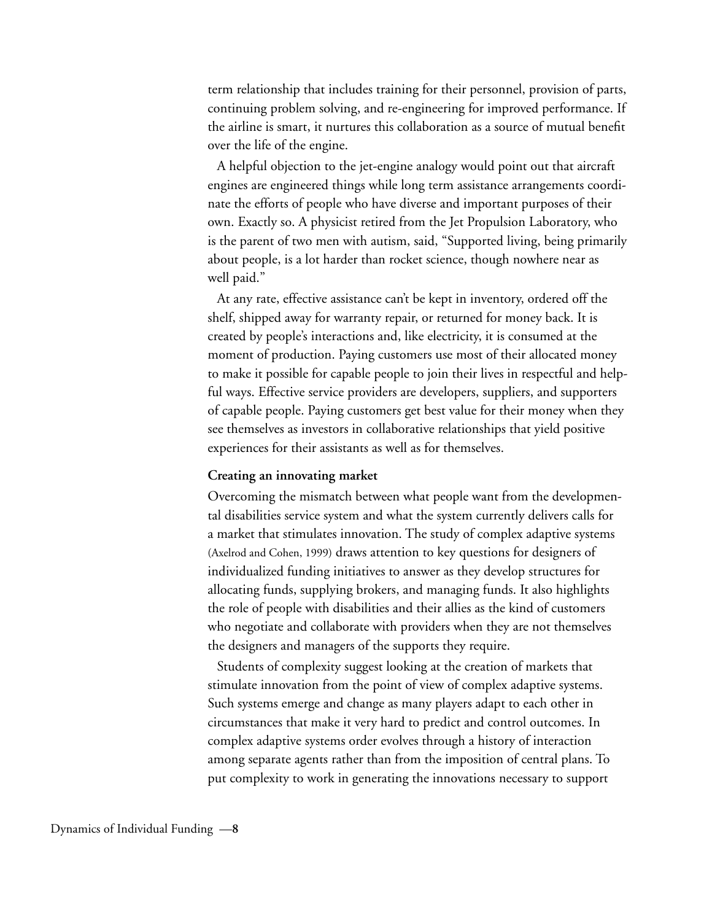term relationship that includes training for their personnel, provision of parts, continuing problem solving, and re-engineering for improved performance. If the airline is smart, it nurtures this collaboration as a source of mutual benefit over the life of the engine.

A helpful objection to the jet-engine analogy would point out that aircraft engines are engineered things while long term assistance arrangements coordinate the efforts of people who have diverse and important purposes of their own. Exactly so. A physicist retired from the Jet Propulsion Laboratory, who is the parent of two men with autism, said, "Supported living, being primarily about people, is a lot harder than rocket science, though nowhere near as well paid."

At any rate, effective assistance can't be kept in inventory, ordered off the shelf, shipped away for warranty repair, or returned for money back. It is created by people's interactions and, like electricity, it is consumed at the moment of production. Paying customers use most of their allocated money to make it possible for capable people to join their lives in respectful and helpful ways. Effective service providers are developers, suppliers, and supporters of capable people. Paying customers get best value for their money when they see themselves as investors in collaborative relationships that yield positive experiences for their assistants as well as for themselves.

**Creating an innovating market**

Overcoming the mismatch between what people want from the developmental disabilities service system and what the system currently delivers calls for a market that stimulates innovation. The study of complex adaptive systems (Axelrod and Cohen, 1999) draws attention to key questions for designers of individualized funding initiatives to answer as they develop structures for allocating funds, supplying brokers, and managing funds. It also highlights the role of people with disabilities and their allies as the kind of customers who negotiate and collaborate with providers when they are not themselves the designers and managers of the supports they require.

Students of complexity suggest looking at the creation of markets that stimulate innovation from the point of view of complex adaptive systems. Such systems emerge and change as many players adapt to each other in circumstances that make it very hard to predict and control outcomes. In complex adaptive systems order evolves through a history of interaction among separate agents rather than from the imposition of central plans. To put complexity to work in generating the innovations necessary to support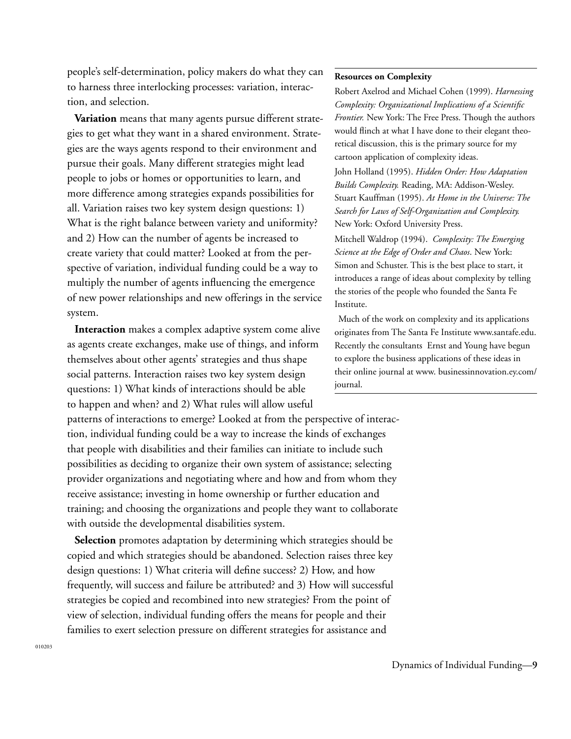people's self-determination, policy makers do what they can to harness three interlocking processes: variation, interaction, and selection.

**Variation** means that many agents pursue different strategies to get what they want in a shared environment. Strategies are the ways agents respond to their environment and pursue their goals. Many different strategies might lead people to jobs or homes or opportunities to learn, and more difference among strategies expands possibilities for all. Variation raises two key system design questions: 1) What is the right balance between variety and uniformity? and 2) How can the number of agents be increased to create variety that could matter? Looked at from the perspective of variation, individual funding could be a way to multiply the number of agents influencing the emergence of new power relationships and new offerings in the service system.

**Interaction** makes a complex adaptive system come alive as agents create exchanges, make use of things, and inform themselves about other agents' strategies and thus shape social patterns. Interaction raises two key system design questions: 1) What kinds of interactions should be able to happen and when? and 2) What rules will allow useful patterns of interactions to emerge? Looked at from the perspective of interaction, individual funding could be a way to increase the kinds of exchanges that people with disabilities and their families can initiate to include such possibilities as deciding to organize their own system of assistance; selecting provider organizations and negotiating where and how and from whom they receive assistance; investing in home ownership or further education and training; and choosing the organizations and people they want to collaborate with outside the developmental disabilities system.

**Selection** promotes adaptation by determining which strategies should be copied and which strategies should be abandoned. Selection raises three key design questions: 1) What criteria will define success? 2) How, and how frequently, will success and failure be attributed? and 3) How will successful strategies be copied and recombined into new strategies? From the point of view of selection, individual funding offers the means for people and their families to exert selection pressure on different strategies for assistance and

---

**Resources on Complexity**

Robert Axelrod and Michael Cohen (1999). *Harnessing Complexity: Organizational Implications of a Scientific Frontier.* New York: The Free Press. Though the authors would flinch at what I have done to their elegant theoretical discussion, this is the primary source for my cartoon application of complexity ideas.

John Holland (1995). *Hidden Order: How Adaptation Builds Complexity.* Reading, MA: Addison-Wesley.

Stuart Kauffman (1995). *At Home in the Universe: The Search for Laws of Self-Organization and Complexity.* New York: Oxford University Press.

Mitchell Waldrop (1994). *Complexity: The Emerging Science at the Edge of Order and Chaos.* New York: Simon and Schuster. This is the best place to start, it introduces a range of ideas about complexity by telling the stories of the people who founded the Santa Fe Institute.

Much of the work on complexity and its applications originates from The Santa Fe Institute www.santafe.edu. Recently the consultants Ernst and Young have begun to explore the business applications of these ideas in their online journal at www. businessinnovation.ey.com/journal.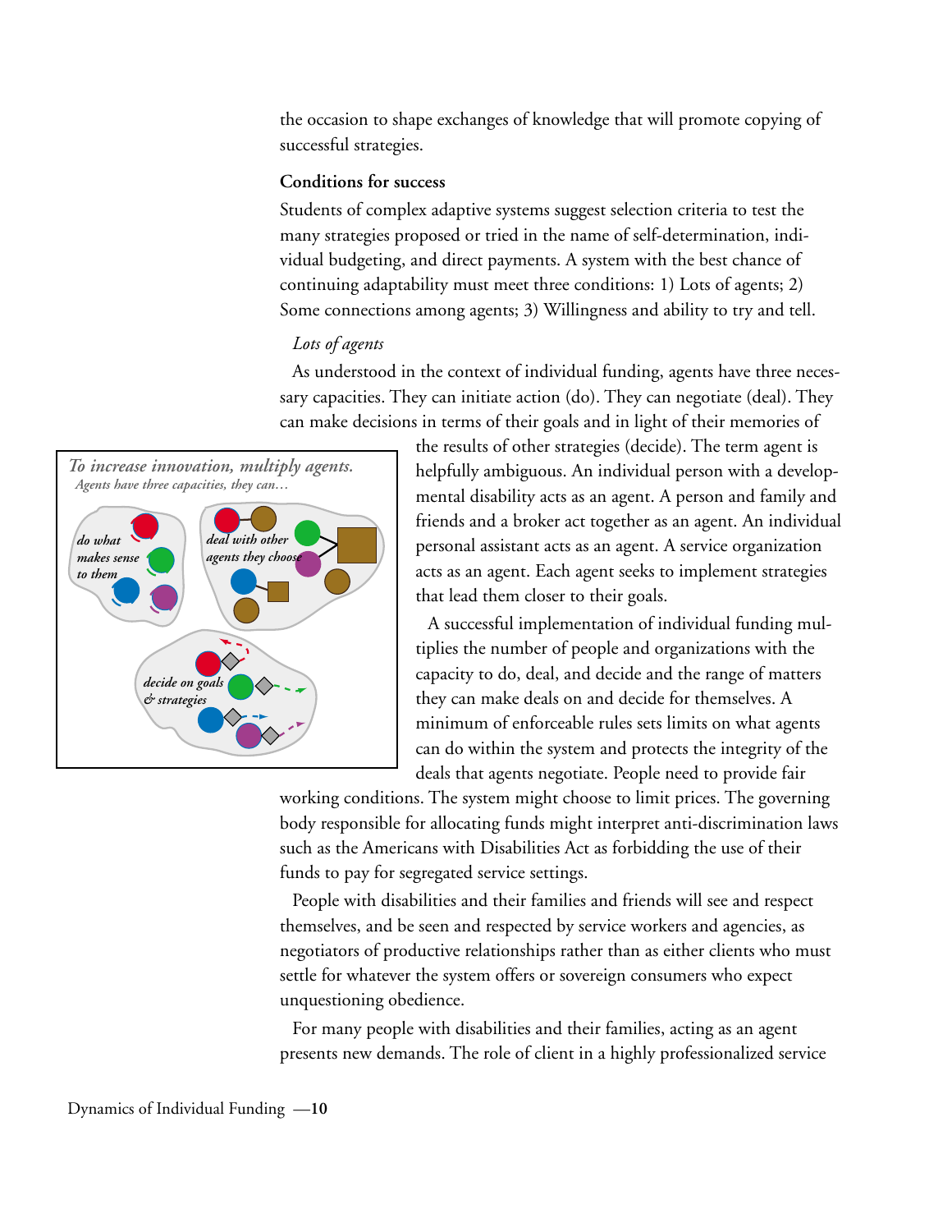the occasion to shape exchanges of knowledge that will promote copying of successful strategies.

**Conditions for success**

Students of complex adaptive systems suggest selection criteria to test the many strategies proposed or tried in the name of self-determination, individual budgeting, and direct payments. A system with the best chance of continuing adaptability must meet three conditions: 1) Lots of agents; 2) Some connections among agents; 3) Willingness and ability to try and tell.

*Lots of agents*

As understood in the context of individual funding, agents have three necessary capacities. They can initiate action (do). They can negotiate (deal). They can make decisions in terms of their goals and in light of their memories of the results of other strategies (decide). The term agent is helpfully ambiguous. An individual person with a developmental disability acts as an agent. A person and family and friends and a broker act together as an agent. An individual personal assistant acts as an agent. A service organization acts as an agent. Each agent seeks to implement strategies that lead them closer to their goals.

*To increase innovation, multiply agents.*
*Agents have three capacities, they can…*
*do what makes sense to them* — *deal with other agents they choose* — *decide on goals & strategies*

A successful implementation of individual funding multiplies the number of people and organizations with the capacity to do, deal, and decide and the range of matters they can make deals on and decide for themselves. A minimum of enforceable rules sets limits on what agents can do within the system and protects the integrity of the deals that agents negotiate. People need to provide fair working conditions. The system might choose to limit prices. The governing body responsible for allocating funds might interpret anti-discrimination laws such as the Americans with Disabilities Act as forbidding the use of their funds to pay for segregated service settings.

People with disabilities and their families and friends will see and respect themselves, and be seen and respected by service workers and agencies, as negotiators of productive relationships rather than as either clients who must settle for whatever the system offers or sovereign consumers who expect unquestioning obedience.

For many people with disabilities and their families, acting as an agent presents new demands. The role of client in a highly professionalized service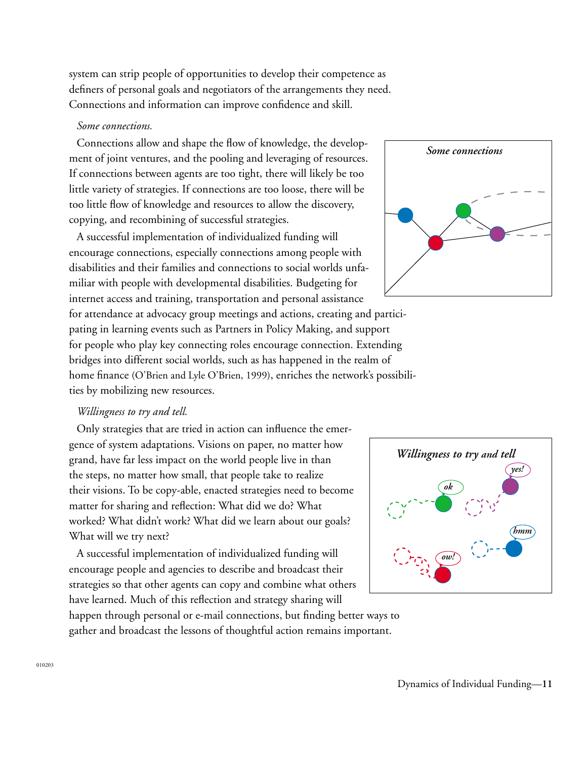system can strip people of opportunities to develop their competence as definers of personal goals and negotiators of the arrangements they need. Connections and information can improve confidence and skill.

*Some connections.*

Connections allow and shape the flow of knowledge, the development of joint ventures, and the pooling and leveraging of resources. If connections between agents are too tight, there will likely be too little variety of strategies. If connections are too loose, there will be too little flow of knowledge and resources to allow the discovery, copying, and recombining of successful strategies.

A successful implementation of individualized funding will encourage connections, especially connections among people with disabilities and their families and connections to social worlds unfamiliar with people with developmental disabilities. Budgeting for internet access and training, transportation and personal assistance for attendance at advocacy group meetings and actions, creating and participating in learning events such as Partners in Policy Making, and support for people who play key connecting roles encourage connection. Extending bridges into different social worlds, such as has happened in the realm of home finance (O'Brien and Lyle O'Brien, 1999), enriches the network's possibilities by mobilizing new resources.

*Willingness to try and tell.*

Only strategies that are tried in action can influence the emergence of system adaptations. Visions on paper, no matter how grand, have far less impact on the world people live in than the steps, no matter how small, that people take to realize their visions. To be copy-able, enacted strategies need to become matter for sharing and reflection: What did we do? What worked? What didn't work? What did we learn about our goals? What will we try next?

A successful implementation of individualized funding will encourage people and agencies to describe and broadcast their strategies so that other agents can copy and combine what others have learned. Much of this reflection and strategy sharing will happen through personal or e-mail connections, but finding better ways to gather and broadcast the lessons of thoughtful action remains important.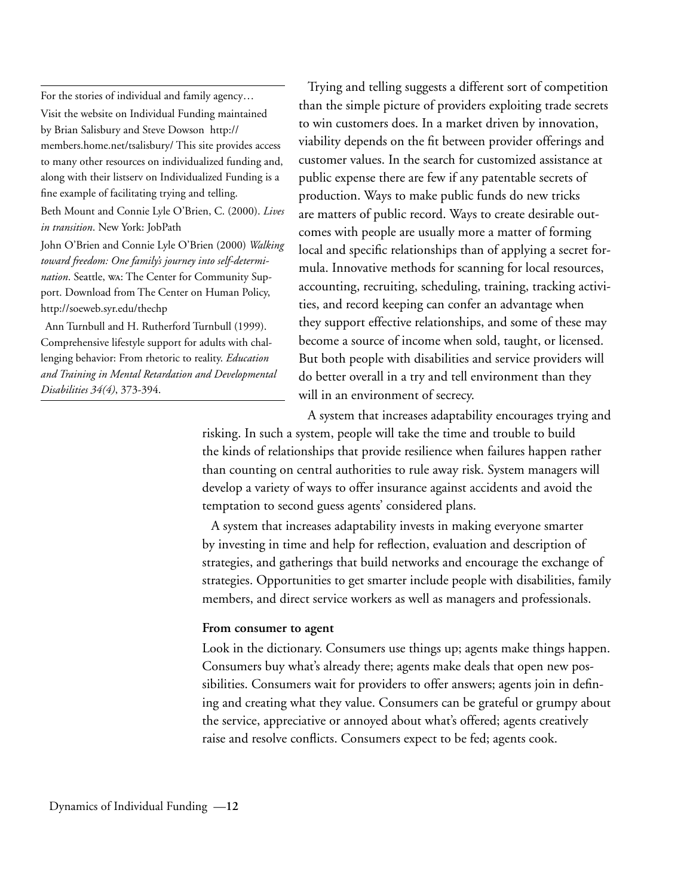For the stories of individual and family agency…

Visit the website on Individual Funding maintained by Brian Salisbury and Steve Dowson http://members.home.net/tsalisbury/ This site provides access to many other resources on individualized funding and, along with their listserv on Individualized Funding is a fine example of facilitating trying and telling.

Beth Mount and Connie Lyle O'Brien, C. (2000). *Lives in transition*. New York: JobPath

John O'Brien and Connie Lyle O'Brien (2000) *Walking toward freedom: One family's journey into self-determination*. Seattle, WA: The Center for Community Support. Download from The Center on Human Policy, http://soeweb.syr.edu/thechp

Ann Turnbull and H. Rutherford Turnbull (1999). Comprehensive lifestyle support for adults with challenging behavior: From rhetoric to reality. *Education and Training in Mental Retardation and Developmental Disabilities 34(4)*, 373-394.

Trying and telling suggests a different sort of competition than the simple picture of providers exploiting trade secrets to win customers does. In a market driven by innovation, viability depends on the fit between provider offerings and customer values. In the search for customized assistance at public expense there are few if any patentable secrets of production. Ways to make public funds do new tricks are matters of public record. Ways to create desirable outcomes with people are usually more a matter of forming local and specific relationships than of applying a secret formula. Innovative methods for scanning for local resources, accounting, recruiting, scheduling, training, tracking activities, and record keeping can confer an advantage when they support effective relationships, and some of these may become a source of income when sold, taught, or licensed. But both people with disabilities and service providers will do better overall in a try and tell environment than they will in an environment of secrecy.

A system that increases adaptability encourages trying and risking. In such a system, people will take the time and trouble to build the kinds of relationships that provide resilience when failures happen rather than counting on central authorities to rule away risk. System managers will develop a variety of ways to offer insurance against accidents and avoid the temptation to second guess agents' considered plans.

A system that increases adaptability invests in making everyone smarter by investing in time and help for reflection, evaluation and description of strategies, and gatherings that build networks and encourage the exchange of strategies. Opportunities to get smarter include people with disabilities, family members, and direct service workers as well as managers and professionals.

**From consumer to agent**

Look in the dictionary. Consumers use things up; agents make things happen. Consumers buy what's already there; agents make deals that open new possibilities. Consumers wait for providers to offer answers; agents join in defining and creating what they value. Consumers can be grateful or grumpy about the service, appreciative or annoyed about what's offered; agents creatively raise and resolve conflicts. Consumers expect to be fed; agents cook.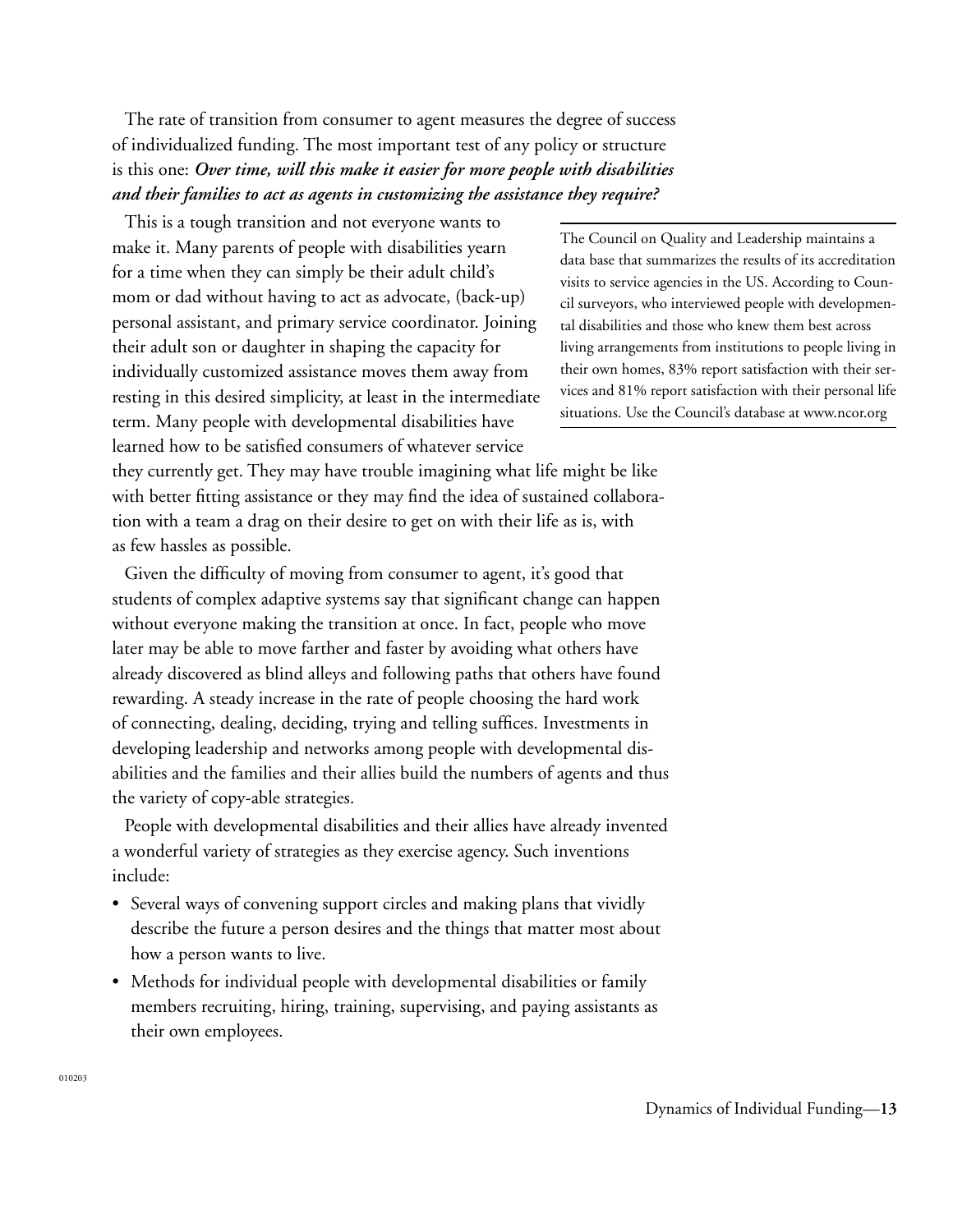The rate of transition from consumer to agent measures the degree of success of individualized funding. The most important test of any policy or structure is this one: ***Over time, will this make it easier for more people with disabilities and their families to act as agents in customizing the assistance they require?***

This is a tough transition and not everyone wants to make it. Many parents of people with disabilities yearn for a time when they can simply be their adult child's mom or dad without having to act as advocate, (back-up) personal assistant, and primary service coordinator. Joining their adult son or daughter in shaping the capacity for individually customized assistance moves them away from resting in this desired simplicity, at least in the intermediate term. Many people with developmental disabilities have learned how to be satisfied consumers of whatever service they currently get. They may have trouble imagining what life might be like with better fitting assistance or they may find the idea of sustained collaboration with a team a drag on their desire to get on with their life as is, with as few hassles as possible.

> The Council on Quality and Leadership maintains a data base that summarizes the results of its accreditation visits to service agencies in the US. According to Council surveyors, who interviewed people with developmental disabilities and those who knew them best across living arrangements from institutions to people living in their own homes, 83% report satisfaction with their services and 81% report satisfaction with their personal life situations. Use the Council's database at www.ncor.org

Given the difficulty of moving from consumer to agent, it's good that students of complex adaptive systems say that significant change can happen without everyone making the transition at once. In fact, people who move later may be able to move farther and faster by avoiding what others have already discovered as blind alleys and following paths that others have found rewarding. A steady increase in the rate of people choosing the hard work of connecting, dealing, deciding, trying and telling suffices. Investments in developing leadership and networks among people with developmental disabilities and the families and their allies build the numbers of agents and thus the variety of copy-able strategies.

People with developmental disabilities and their allies have already invented a wonderful variety of strategies as they exercise agency. Such inventions include:

- Several ways of convening support circles and making plans that vividly describe the future a person desires and the things that matter most about how a person wants to live.
- Methods for individual people with developmental disabilities or family members recruiting, hiring, training, supervising, and paying assistants as their own employees.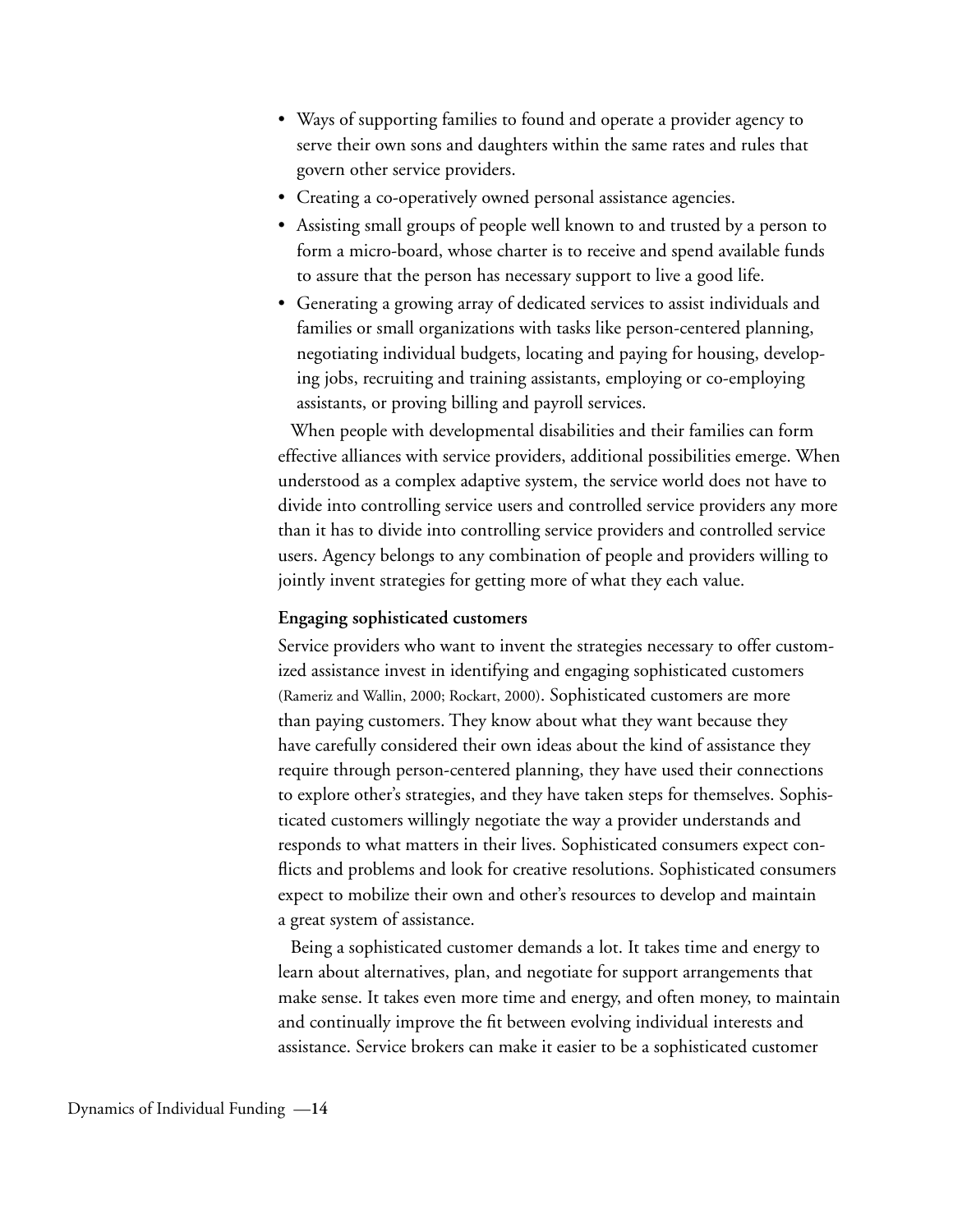- Ways of supporting families to found and operate a provider agency to serve their own sons and daughters within the same rates and rules that govern other service providers.
- Creating a co-operatively owned personal assistance agencies.
- Assisting small groups of people well known to and trusted by a person to form a micro-board, whose charter is to receive and spend available funds to assure that the person has necessary support to live a good life.
- Generating a growing array of dedicated services to assist individuals and families or small organizations with tasks like person-centered planning, negotiating individual budgets, locating and paying for housing, developing jobs, recruiting and training assistants, employing or co-employing assistants, or proving billing and payroll services.

When people with developmental disabilities and their families can form effective alliances with service providers, additional possibilities emerge. When understood as a complex adaptive system, the service world does not have to divide into controlling service users and controlled service providers any more than it has to divide into controlling service providers and controlled service users. Agency belongs to any combination of people and providers willing to jointly invent strategies for getting more of what they each value.

**Engaging sophisticated customers**

Service providers who want to invent the strategies necessary to offer customized assistance invest in identifying and engaging sophisticated customers (Rameriz and Wallin, 2000; Rockart, 2000). Sophisticated customers are more than paying customers. They know about what they want because they have carefully considered their own ideas about the kind of assistance they require through person-centered planning, they have used their connections to explore other's strategies, and they have taken steps for themselves. Sophisticated customers willingly negotiate the way a provider understands and responds to what matters in their lives. Sophisticated consumers expect conflicts and problems and look for creative resolutions. Sophisticated consumers expect to mobilize their own and other's resources to develop and maintain a great system of assistance.

Being a sophisticated customer demands a lot. It takes time and energy to learn about alternatives, plan, and negotiate for support arrangements that make sense. It takes even more time and energy, and often money, to maintain and continually improve the fit between evolving individual interests and assistance. Service brokers can make it easier to be a sophisticated customer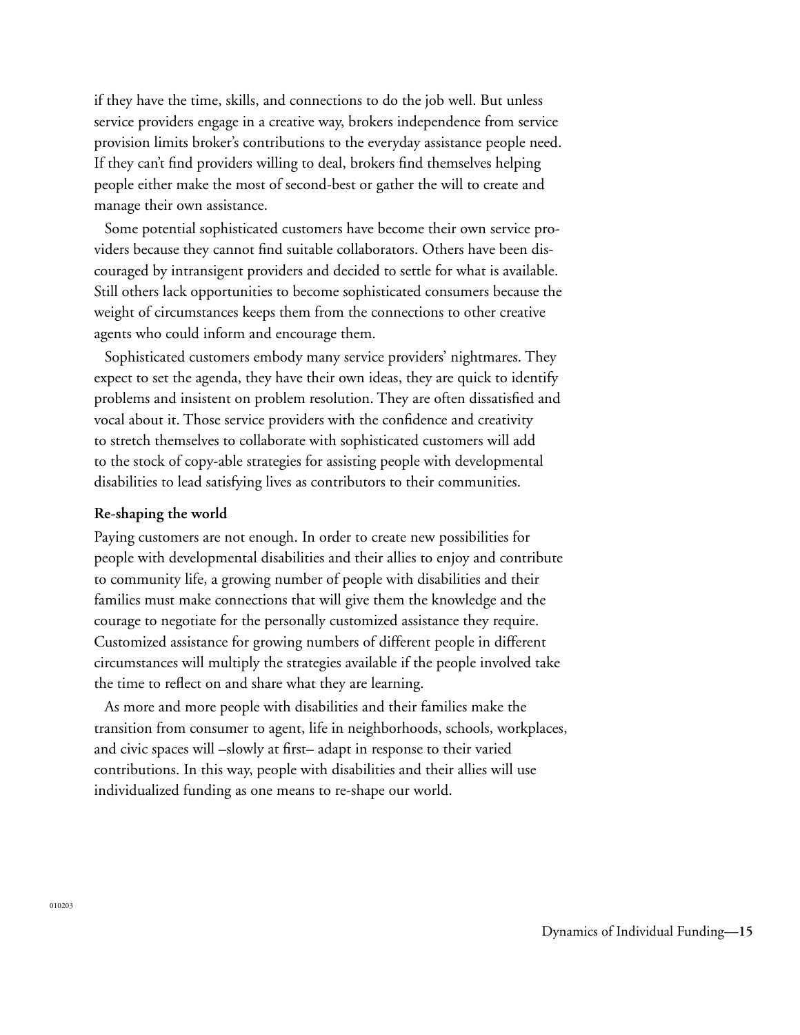if they have the time, skills, and connections to do the job well. But unless service providers engage in a creative way, brokers independence from service provision limits broker's contributions to the everyday assistance people need. If they can't find providers willing to deal, brokers find themselves helping people either make the most of second-best or gather the will to create and manage their own assistance.

Some potential sophisticated customers have become their own service providers because they cannot find suitable collaborators. Others have been discouraged by intransigent providers and decided to settle for what is available. Still others lack opportunities to become sophisticated consumers because the weight of circumstances keeps them from the connections to other creative agents who could inform and encourage them.

Sophisticated customers embody many service providers' nightmares. They expect to set the agenda, they have their own ideas, they are quick to identify problems and insistent on problem resolution. They are often dissatisfied and vocal about it. Those service providers with the confidence and creativity to stretch themselves to collaborate with sophisticated customers will add to the stock of copy-able strategies for assisting people with developmental disabilities to lead satisfying lives as contributors to their communities.

**Re-shaping the world**

Paying customers are not enough. In order to create new possibilities for people with developmental disabilities and their allies to enjoy and contribute to community life, a growing number of people with disabilities and their families must make connections that will give them the knowledge and the courage to negotiate for the personally customized assistance they require. Customized assistance for growing numbers of different people in different circumstances will multiply the strategies available if the people involved take the time to reflect on and share what they are learning.

As more and more people with disabilities and their families make the transition from consumer to agent, life in neighborhoods, schools, workplaces, and civic spaces will –slowly at first– adapt in response to their varied contributions. In this way, people with disabilities and their allies will use individualized funding as one means to re-shape our world.

010203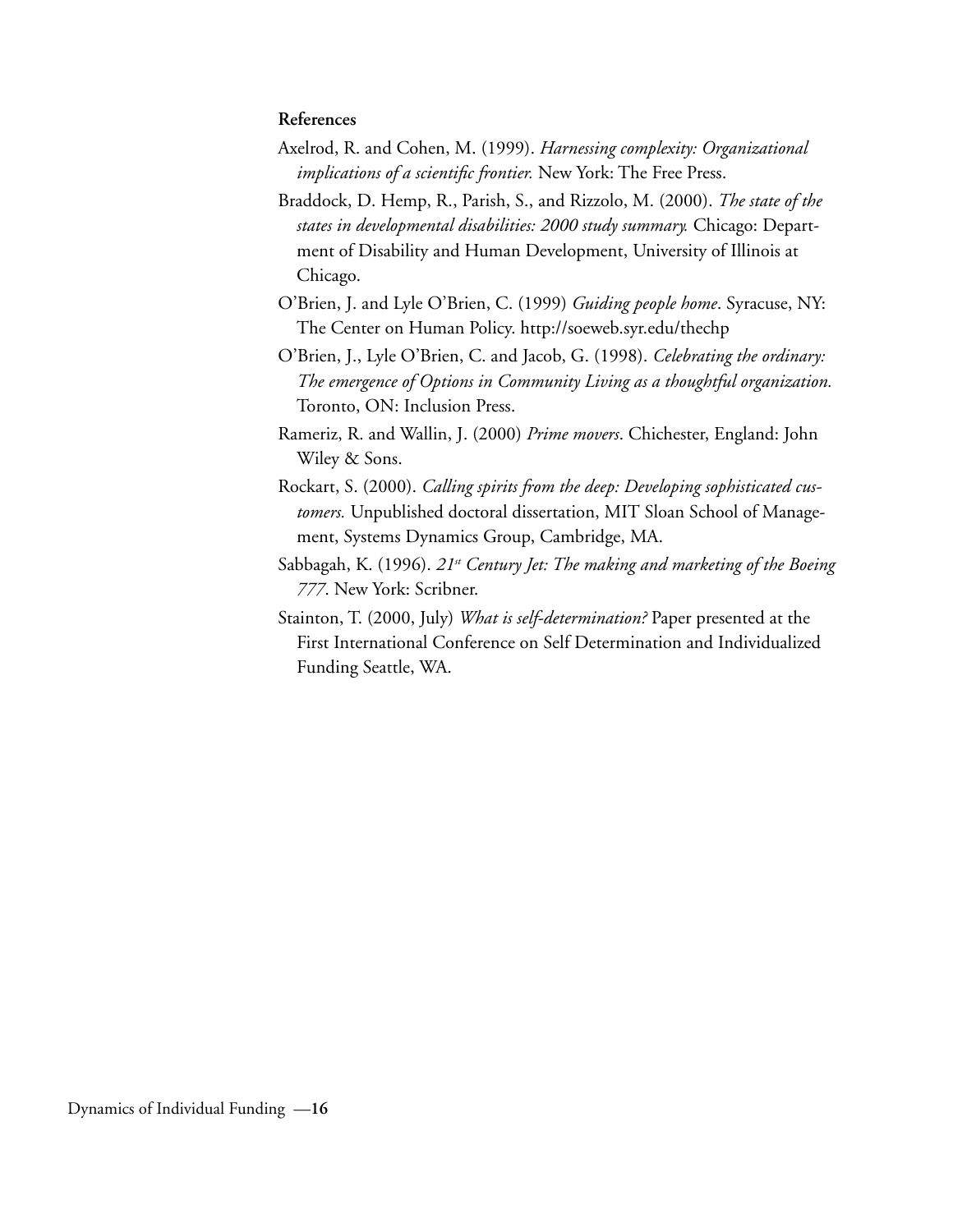**References**

Axelrod, R. and Cohen, M. (1999). *Harnessing complexity: Organizational implications of a scientific frontier.* New York: The Free Press.

Braddock, D. Hemp, R., Parish, S., and Rizzolo, M. (2000). *The state of the states in developmental disabilities: 2000 study summary.* Chicago: Department of Disability and Human Development, University of Illinois at Chicago.

O'Brien, J. and Lyle O'Brien, C. (1999) *Guiding people home*. Syracuse, NY: The Center on Human Policy. http://soeweb.syr.edu/thechp

O'Brien, J., Lyle O'Brien, C. and Jacob, G. (1998). *Celebrating the ordinary: The emergence of Options in Community Living as a thoughtful organization.* Toronto, ON: Inclusion Press.

Rameriz, R. and Wallin, J. (2000) *Prime movers*. Chichester, England: John Wiley & Sons.

Rockart, S. (2000). *Calling spirits from the deep: Developing sophisticated customers.* Unpublished doctoral dissertation, MIT Sloan School of Management, Systems Dynamics Group, Cambridge, MA.

Sabbagah, K. (1996). *21st Century Jet: The making and marketing of the Boeing 777*. New York: Scribner.

Stainton, T. (2000, July) *What is self-determination?* Paper presented at the First International Conference on Self Determination and Individualized Funding Seattle, WA.